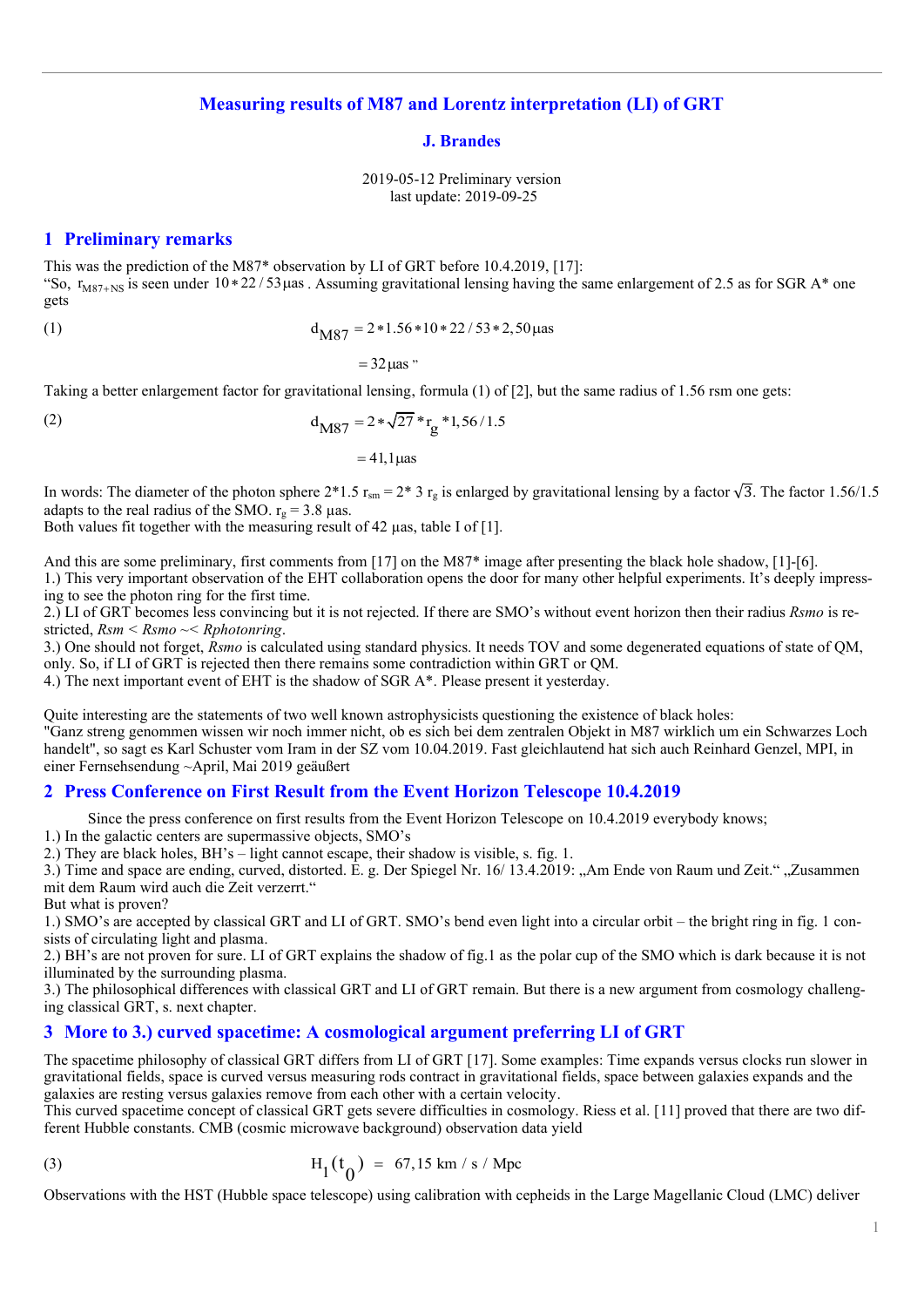# Measuring results of M87 and Lorentz interpretation (LI) of GRT

**J. Brandes**

2019-05-12 Preliminary version
last update: 2019-09-25

## 1 Preliminary remarks

This was the prediction of the M87* observation by LI of GRT before 10.4.2019, [17]:
"So, $r_{M87+NS}$ is seen under $10*22/53\,\mu as$ . Assuming gravitational lensing having the same enlargement of 2.5 as for SGR A* one gets

(1)
$$d_{M87} = 2*1.56*10*22/53*2{,}50\,\mu as$$
$$= 32\,\mu as\text{"}$$

Taking a better enlargement factor for gravitational lensing, formula (1) of [2], but the same radius of 1.56 rsm one gets:

(2)
$$d_{M87} = 2*\sqrt{27}*r_g*1{,}56/1.5$$
$$= 41{,}1\,\mu as$$

In words: The diameter of the photon sphere 2*1.5 $r_{sm}$ = 2* 3 $r_g$ is enlarged by gravitational lensing by a factor $\sqrt{3}$. The factor 1.56/1.5 adapts to the real radius of the SMO. $r_g$ = 3.8 µas.
Both values fit together with the measuring result of 42 µas, table I of [1].

And this are some preliminary, first comments from [17] on the M87* image after presenting the black hole shadow, [1]-[6].
1.) This very important observation of the EHT collaboration opens the door for many other helpful experiments. It's deeply impressing to see the photon ring for the first time.
2.) LI of GRT becomes less convincing but it is not rejected. If there are SMO's without event horizon then their radius *Rsmo* is restricted, *Rsm* < *Rsmo* ~< *Rphotonring*.
3.) One should not forget, *Rsmo* is calculated using standard physics. It needs TOV and some degenerated equations of state of QM, only. So, if LI of GRT is rejected then there remains some contradiction within GRT or QM.
4.) The next important event of EHT is the shadow of SGR A*. Please present it yesterday.

Quite interesting are the statements of two well known astrophysicists questioning the existence of black holes:
"Ganz streng genommen wissen wir noch immer nicht, ob es sich bei dem zentralen Objekt in M87 wirklich um ein Schwarzes Loch handelt", so sagt es Karl Schuster vom Iram in der SZ vom 10.04.2019. Fast gleichlautend hat sich auch Reinhard Genzel, MPI, in einer Fernsehsendung ~April, Mai 2019 geäußert

## 2 Press Conference on First Result from the Event Horizon Telescope 10.4.2019

Since the press conference on first results from the Event Horizon Telescope on 10.4.2019 everybody knows;
1.) In the galactic centers are supermassive objects, SMO's
2.) They are black holes, BH's – light cannot escape, their shadow is visible, s. fig. 1.
3.) Time and space are ending, curved, distorted. E. g. Der Spiegel Nr. 16/ 13.4.2019: „Am Ende von Raum und Zeit." „Zusammen mit dem Raum wird auch die Zeit verzerrt."
But what is proven?
1.) SMO's are accepted by classical GRT and LI of GRT. SMO's bend even light into a circular orbit – the bright ring in fig. 1 consists of circulating light and plasma.
2.) BH's are not proven for sure. LI of GRT explains the shadow of fig.1 as the polar cup of the SMO which is dark because it is not illuminated by the surrounding plasma.
3.) The philosophical differences with classical GRT and LI of GRT remain. But there is a new argument from cosmology challenging classical GRT, s. next chapter.

## 3 More to 3.) curved spacetime: A cosmological argument preferring LI of GRT

The spacetime philosophy of classical GRT differs from LI of GRT [17]. Some examples: Time expands versus clocks run slower in gravitational fields, space is curved versus measuring rods contract in gravitational fields, space between galaxies expands and the galaxies are resting versus galaxies remove from each other with a certain velocity.
This curved spacetime concept of classical GRT gets severe difficulties in cosmology. Riess et al. [11] proved that there are two different Hubble constants. CMB (cosmic microwave background) observation data yield

(3)
$$H_1(t_0) \;=\; 67{,}15\ \text{km / s / Mpc}$$

Observations with the HST (Hubble space telescope) using calibration with cepheids in the Large Magellanic Cloud (LMC) deliver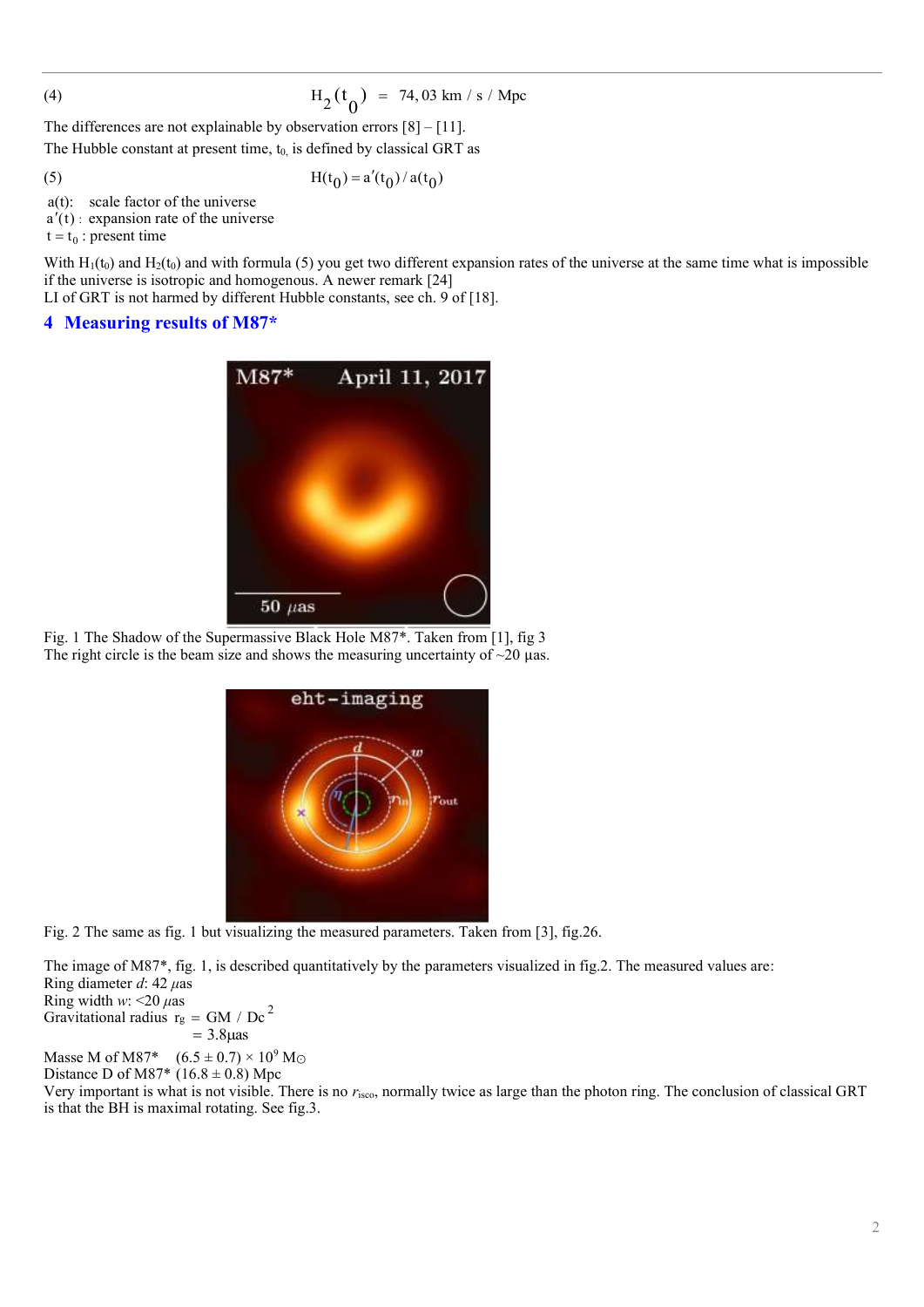(4) $$H_2(t_0) = 74{,}03 \text{ km / s / Mpc}$$

The differences are not explainable by observation errors [8] – [11].

The Hubble constant at present time, $t_0$, is defined by classical GRT as

(5) $$H(t_0) = a'(t_0) / a(t_0)$$

a(t): scale factor of the universe
$a'(t)$ : expansion rate of the universe
$t = t_0$ : present time

With $H_1(t_0)$ and $H_2(t_0)$ and with formula (5) you get two different expansion rates of the universe at the same time what is impossible if the universe is isotropic and homogenous. A newer remark [24]
LI of GRT is not harmed by different Hubble constants, see ch. 9 of [18].

## 4 Measuring results of M87*

Fig. 1 The Shadow of the Supermassive Black Hole M87*. Taken from [1], fig 3
The right circle is the beam size and shows the measuring uncertainty of ~20 µas.

Fig. 2 The same as fig. 1 but visualizing the measured parameters. Taken from [3], fig.26.

The image of M87*, fig. 1, is described quantitatively by the parameters visualized in fig.2. The measured values are:
Ring diameter *d*: 42 µas
Ring width *w*: <20 µas
Gravitational radius $r_g = GM / Dc^2$
$= 3.8\mu as$

Masse M of M87* $(6.5 \pm 0.7) \times 10^9$ M⊙
Distance D of M87* $(16.8 \pm 0.8)$ Mpc
Very important is what is not visible. There is no $r_{isco}$, normally twice as large than the photon ring. The conclusion of classical GRT is that the BH is maximal rotating. See fig.3.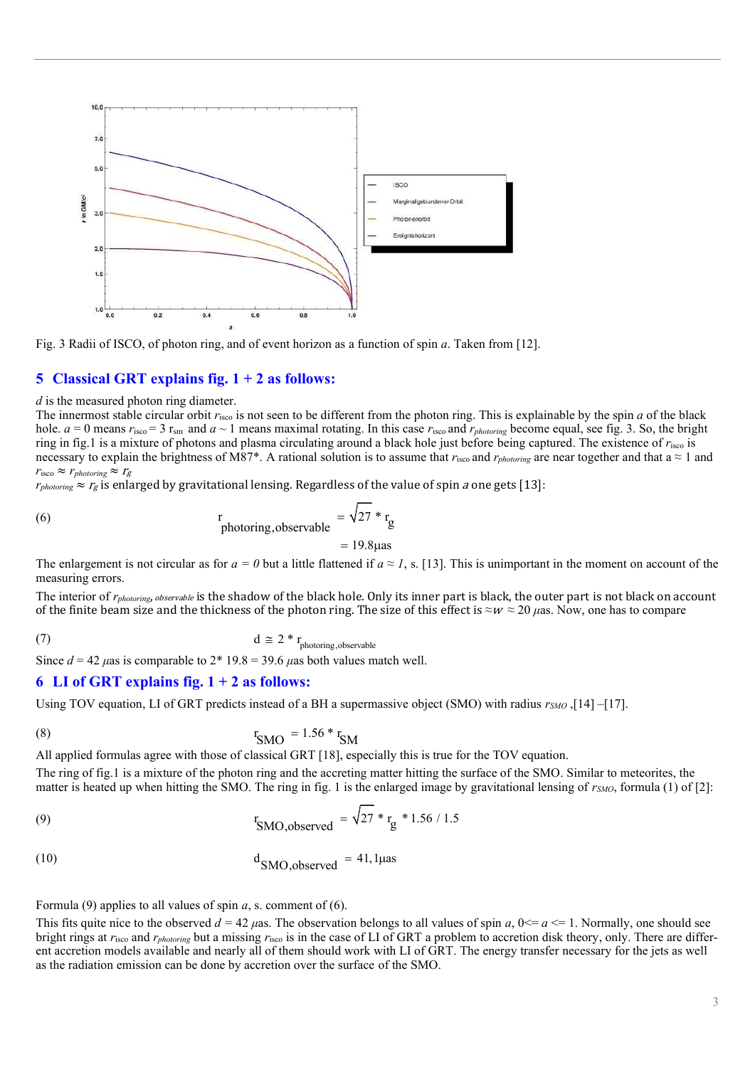Fig. 3 Radii of ISCO, of photon ring, and of event horizon as a function of spin $a$. Taken from [12].

## 5 Classical GRT explains fig. 1 + 2 as follows:

$d$ is the measured photon ring diameter.

The innermost stable circular orbit $r_{isco}$ is not seen to be different from the photon ring. This is explainable by the spin $a$ of the black hole. $a = 0$ means $r_{isco} = 3\ r_{sm}$ and $a \sim 1$ means maximal rotating. In this case $r_{isco}$ and $r_{photoring}$ become equal, see fig. 3. So, the bright ring in fig.1 is a mixture of photons and plasma circulating around a black hole just before being captured. The existence of $r_{isco}$ is necessary to explain the brightness of M87*. A rational solution is to assume that $r_{isco}$ and $r_{photoring}$ are near together and that a ≈ 1 and $r_{isco} \approx r_{photoring} \approx r_g$

$r_{photoring} \approx r_g$ is enlarged by gravitational lensing. Regardless of the value of spin $a$ one gets [13]:

$$r_{photoring,observable} = \sqrt{27} * r_g \tag{6}$$

$$= 19.8 \mu as$$

The enlargement is not circular as for $a = 0$ but a little flattened if $a \approx 1$, s. [13]. This is unimportant in the moment on account of the measuring errors.

The interior of $r_{photoring,\ observable}$ is the shadow of the black hole. Only its inner part is black, the outer part is not black on account of the finite beam size and the thickness of the photon ring. The size of this effect is $\approx w \approx 20\ \mu$as. Now, one has to compare

$$d \cong 2 * r_{photoring,observable} \tag{7}$$

Since $d = 42\ \mu$as is comparable to 2* 19.8 = 39.6 $\mu$as both values match well.

## 6 LI of GRT explains fig. 1 + 2 as follows:

Using TOV equation, LI of GRT predicts instead of a BH a supermassive object (SMO) with radius $r_{SMO}$ ,[14] –[17].

$$r_{SMO} = 1.56 * r_{SM} \tag{8}$$

All applied formulas agree with those of classical GRT [18], especially this is true for the TOV equation.

The ring of fig.1 is a mixture of the photon ring and the accreting matter hitting the surface of the SMO. Similar to meteorites, the matter is heated up when hitting the SMO. The ring in fig. 1 is the enlarged image by gravitational lensing of $r_{SMO}$, formula (1) of [2]:

$$r_{SMO,observed} = \sqrt{27} * r_g * 1.56 / 1.5 \tag{9}$$

$$d_{SMO,observed} = 41,1 \mu as \tag{10}$$

Formula (9) applies to all values of spin $a$, s. comment of (6).

This fits quite nice to the observed $d = 42\ \mu$as. The observation belongs to all values of spin $a$, $0 \le a \le 1$. Normally, one should see bright rings at $r_{isco}$ and $r_{photoring}$ but a missing $r_{isco}$ is in the case of LI of GRT a problem to accretion disk theory, only. There are different accretion models available and nearly all of them should work with LI of GRT. The energy transfer necessary for the jets as well as the radiation emission can be done by accretion over the surface of the SMO.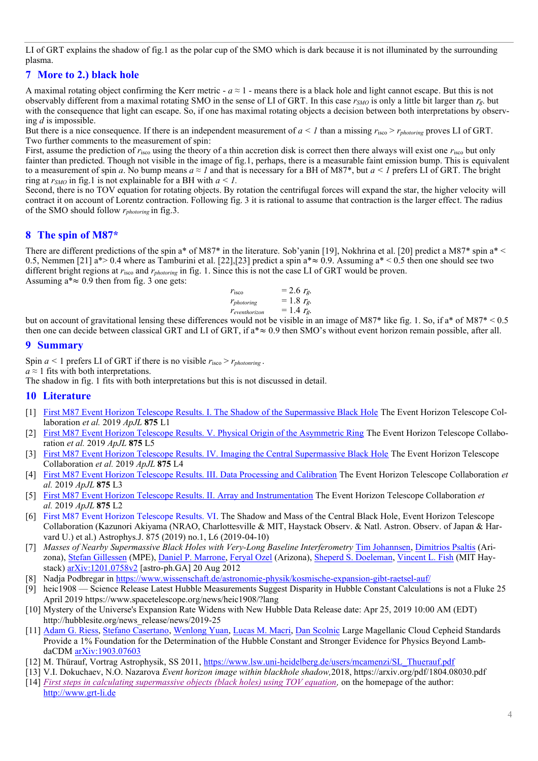LI of GRT explains the shadow of fig.1 as the polar cup of the SMO which is dark because it is not illuminated by the surrounding plasma.

## 7 More to 2.) black hole

A maximal rotating object confirming the Kerr metric - $a \approx 1$ - means there is a black hole and light cannot escape. But this is not observably different from a maximal rotating SMO in the sense of LI of GRT. In this case $r_{SMO}$ is only a little bit larger than $r_g$. but with the consequence that light can escape. So, if one has maximal rotating objects a decision between both interpretations by observing $d$ is impossible.
But there is a nice consequence. If there is an independent measurement of $a < 1$ than a missing $r_{isco} > r_{photoring}$ proves LI of GRT. Two further comments to the measurement of spin:
First, assume the prediction of $r_{isco}$ using the theory of a thin accretion disk is correct then there always will exist one $r_{isco}$ but only fainter than predicted. Though not visible in the image of fig.1, perhaps, there is a measurable faint emission bump. This is equivalent to a measurement of spin $a$. No bump means $a \approx 1$ and that is necessary for a BH of M87*, but $a < 1$ prefers LI of GRT. The bright ring at $r_{SMO}$ in fig.1 is not explainable for a BH with $a < 1$.
Second, there is no TOV equation for rotating objects. By rotation the centrifugal forces will expand the star, the higher velocity will contract it on account of Lorentz contraction. Following fig. 3 it is rational to assume that contraction is the larger effect. The radius of the SMO should follow $r_{photoring}$ in fig.3.

## 8 The spin of M87*

There are different predictions of the spin a* of M87* in the literature. Sob'yanin [19], Nokhrina et al. [20] predict a M87* spin a* < 0.5, Nemmen [21] a*> 0.4 where as Tamburini et al. [22],[23] predict a spin a*≈ 0.9. Assuming a* < 0.5 then one should see two different bright regions at $r_{isco}$ and $r_{photoring}$ in fig. 1. Since this is not the case LI of GRT would be proven.
Assuming a*≈ 0.9 then from fig. 3 one gets:

$$r_{isco} = 2.6\ r_g.$$
$$r_{photoring} = 1.8\ r_g.$$
$$r_{eventhorizon} = 1.4\ r_g.$$

but on account of gravitational lensing these differences would not be visible in an image of M87* like fig. 1. So, if a* of M87* < 0.5 then one can decide between classical GRT and LI of GRT, if a*≈ 0.9 then SMO's without event horizon remain possible, after all.

## 9 Summary

Spin $a < 1$ prefers LI of GRT if there is no visible $r_{isco} > r_{photonring}$.
$a \approx 1$ fits with both interpretations.
The shadow in fig. 1 fits with both interpretations but this is not discussed in detail.

## 10 Literature

[1] First M87 Event Horizon Telescope Results. I. The Shadow of the Supermassive Black Hole The Event Horizon Telescope Collaboration *et al.* 2019 *ApJL* **875** L1
[2] First M87 Event Horizon Telescope Results. V. Physical Origin of the Asymmetric Ring The Event Horizon Telescope Collaboration *et al.* 2019 *ApJL* **875** L5
[3] First M87 Event Horizon Telescope Results. IV. Imaging the Central Supermassive Black Hole The Event Horizon Telescope Collaboration *et al.* 2019 *ApJL* **875** L4
[4] First M87 Event Horizon Telescope Results. III. Data Processing and Calibration The Event Horizon Telescope Collaboration *et al.* 2019 *ApJL* **875** L3
[5] First M87 Event Horizon Telescope Results. II. Array and Instrumentation The Event Horizon Telescope Collaboration *et al.* 2019 *ApJL* **875** L2
[6] First M87 Event Horizon Telescope Results. VI. The Shadow and Mass of the Central Black Hole, Event Horizon Telescope Collaboration (Kazunori Akiyama (NRAO, Charlottesville & MIT, Haystack Observ. & Natl. Astron. Observ. of Japan & Harvard U.) et al.) Astrophys.J. 875 (2019) no.1, L6 (2019-04-10)
[7] *Masses of Nearby Supermassive Black Holes with Very-Long Baseline Interferometry* Tim Johannsen, Dimitrios Psaltis (Arizona), Stefan Gillessen (MPE), Daniel P. Marrone, Feryal Ozel (Arizona), Sheperd S. Doeleman, Vincent L. Fish (MIT Haystack) arXiv:1201.0758v2 [astro-ph.GA] 20 Aug 2012
[8] Nadja Podbregar in https://www.wissenschaft.de/astronomie-physik/kosmische-expansion-gibt-raetsel-auf/
[9] heic1908 — Science Release Latest Hubble Measurements Suggest Disparity in Hubble Constant Calculations is not a Fluke 25 April 2019 https://www.spacetelescope.org/news/heic1908/?lang
[10] Mystery of the Universe's Expansion Rate Widens with New Hubble Data Release date: Apr 25, 2019 10:00 AM (EDT) http://hubblesite.org/news_release/news/2019-25
[11] Adam G. Riess, Stefano Casertano, Wenlong Yuan, Lucas M. Macri, Dan Scolnic Large Magellanic Cloud Cepheid Standards Provide a 1% Foundation for the Determination of the Hubble Constant and Stronger Evidence for Physics Beyond LambdaCDM arXiv:1903.07603
[12] M. Thürauf, Vortrag Astrophysik, SS 2011, https://www.lsw.uni-heidelberg.de/users/mcamenzi/SL_Thuerauf.pdf
[13] V.I. Dokuchaev, N.O. Nazarova *Event horizon image within blackhole shadow,*2018, https://arxiv.org/pdf/1804.08030.pdf
[14] *First steps in calculating supermassive objects (black holes) using TOV equation*, on the homepage of the author: http://www.grt-li.de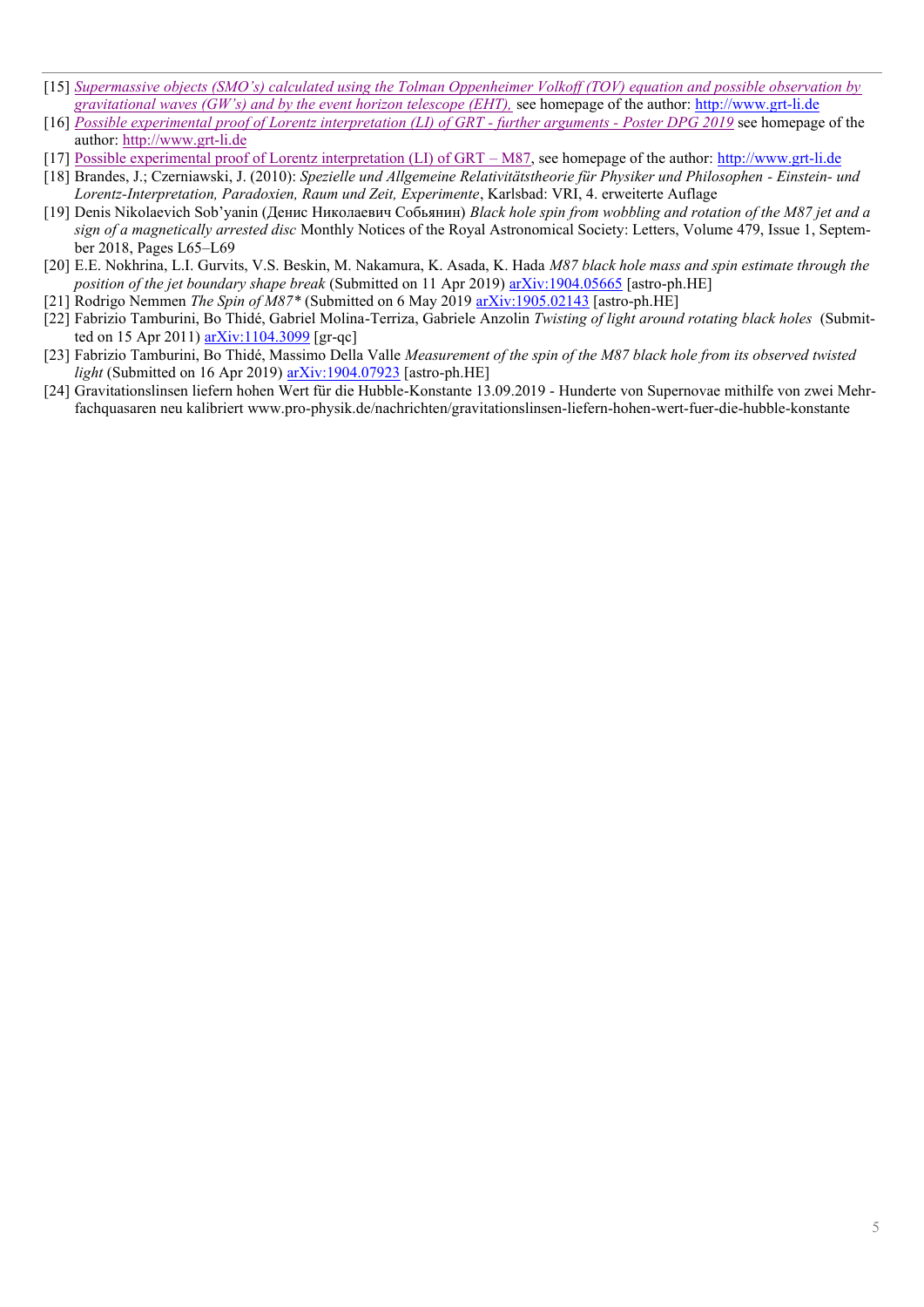[15] *Supermassive objects (SMO's) calculated using the Tolman Oppenheimer Volkoff (TOV) equation and possible observation by gravitational waves (GW's) and by the event horizon telescope (EHT),* see homepage of the author: http://www.grt-li.de

[16] *Possible experimental proof of Lorentz interpretation (LI) of GRT - further arguments - Poster DPG 2019* see homepage of the author: http://www.grt-li.de

[17] Possible experimental proof of Lorentz interpretation (LI) of GRT – M87, see homepage of the author: http://www.grt-li.de

[18] Brandes, J.; Czerniawski, J. (2010): *Spezielle und Allgemeine Relativitätstheorie für Physiker und Philosophen - Einstein- und Lorentz-Interpretation, Paradoxien, Raum und Zeit, Experimente*, Karlsbad: VRI, 4. erweiterte Auflage

[19] Denis Nikolaevich Sob'yanin (Денис Николаевич Собьянин) *Black hole spin from wobbling and rotation of the M87 jet and a sign of a magnetically arrested disc* Monthly Notices of the Royal Astronomical Society: Letters, Volume 479, Issue 1, September 2018, Pages L65–L69

[20] E.E. Nokhrina, L.I. Gurvits, V.S. Beskin, M. Nakamura, K. Asada, K. Hada *M87 black hole mass and spin estimate through the position of the jet boundary shape break* (Submitted on 11 Apr 2019) arXiv:1904.05665 [astro-ph.HE]

[21] Rodrigo Nemmen *The Spin of M87** (Submitted on 6 May 2019 arXiv:1905.02143 [astro-ph.HE]

[22] Fabrizio Tamburini, Bo Thidé, Gabriel Molina-Terriza, Gabriele Anzolin *Twisting of light around rotating black holes* (Submitted on 15 Apr 2011) arXiv:1104.3099 [gr-qc]

[23] Fabrizio Tamburini, Bo Thidé, Massimo Della Valle *Measurement of the spin of the M87 black hole from its observed twisted light* (Submitted on 16 Apr 2019) arXiv:1904.07923 [astro-ph.HE]

[24] Gravitationslinsen liefern hohen Wert für die Hubble-Konstante 13.09.2019 - Hunderte von Supernovae mithilfe von zwei Mehrfachquasaren neu kalibriert www.pro-physik.de/nachrichten/gravitationslinsen-liefern-hohen-wert-fuer-die-hubble-konstante